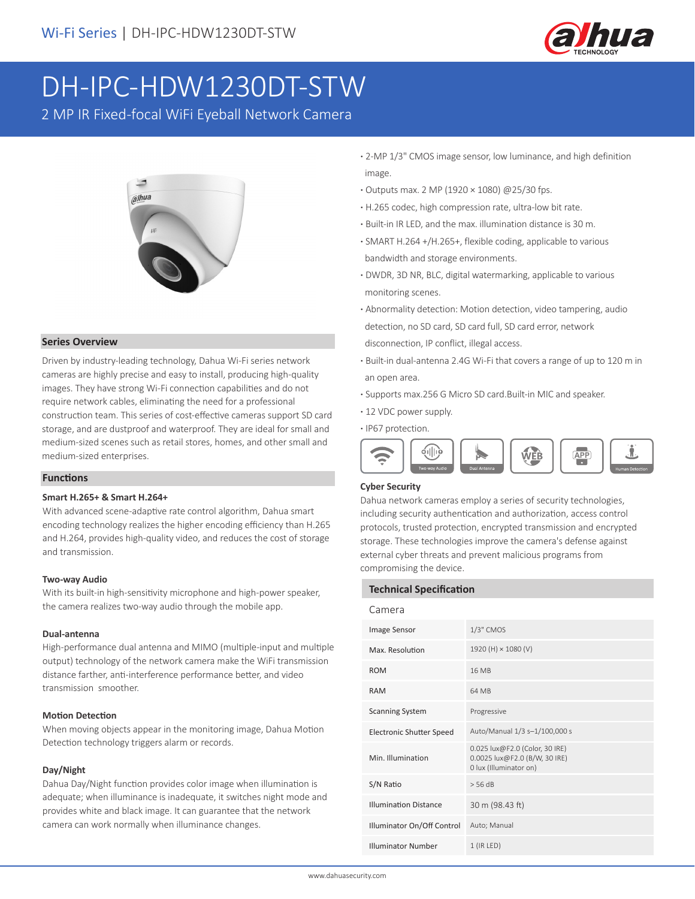Wi-Fi Series | DH-IPC-HDW1230DT-STW

# DH-IPC-HDW1230DT-STW

2 MP IR Fixed-focal WiFi Eyeball Network Camera

- 2-MP 1/3" CMOS image sensor, low luminance, and high definition image.
- Outputs max. 2 MP (1920 × 1080) @25/30 fps.
- H.265 codec, high compression rate, ultra-low bit rate.
- Built-in IR LED, and the max. illumination distance is 30 m.
- SMART H.264 +/H.265+, flexible coding, applicable to various bandwidth and storage environments.
- DWDR, 3D NR, BLC, digital watermarking, applicable to various monitoring scenes.
- Abnormality detection: Motion detection, video tampering, audio detection, no SD card, SD card full, SD card error, network disconnection, IP conflict, illegal access.
- Built-in dual-antenna 2.4G Wi-Fi that covers a range of up to 120 m in an open area.
- Supports max.256 G Micro SD card.Built-in MIC and speaker.
- 12 VDC power supply.
- IP67 protection.

Two-way Audio | Dual Antenna | WEB | APP | Human Detection

## Series Overview

Driven by industry-leading technology, Dahua Wi-Fi series network cameras are highly precise and easy to install, producing high-quality images. They have strong Wi-Fi connection capabilities and do not require network cables, eliminating the need for a professional construction team. This series of cost-effective cameras support SD card storage, and are dustproof and waterproof. They are ideal for small and medium-sized scenes such as retail stores, homes, and other small and medium-sized enterprises.

## Functions

### Smart H.265+ & Smart H.264+

With advanced scene-adaptive rate control algorithm, Dahua smart encoding technology realizes the higher encoding efficiency than H.265 and H.264, provides high-quality video, and reduces the cost of storage and transmission.

### Two-way Audio

With its built-in high-sensitivity microphone and high-power speaker, the camera realizes two-way audio through the mobile app.

### Dual-antenna

High-performance dual antenna and MIMO (multiple-input and multiple output) technology of the network camera make the WiFi transmission distance farther, anti-interference performance better, and video transmission smoother.

### Motion Detection

When moving objects appear in the monitoring image, Dahua Motion Detection technology triggers alarm or records.

### Day/Night

Dahua Day/Night function provides color image when illumination is adequate; when illuminance is inadequate, it switches night mode and provides white and black image. It can guarantee that the network camera can work normally when illuminance changes.

### Cyber Security

Dahua network cameras employ a series of security technologies, including security authentication and authorization, access control protocols, trusted protection, encrypted transmission and encrypted storage. These technologies improve the camera's defense against external cyber threats and prevent malicious programs from compromising the device.

## Technical Specification

### Camera

| | |
|---|---|
| Image Sensor | 1/3" CMOS |
| Max. Resolution | 1920 (H) × 1080 (V) |
| ROM | 16 MB |
| RAM | 64 MB |
| Scanning System | Progressive |
| Electronic Shutter Speed | Auto/Manual 1/3 s–1/100,000 s |
| Min. Illumination | 0.025 lux@F2.0 (Color, 30 IRE)<br>0.0025 lux@F2.0 (B/W, 30 IRE)<br>0 lux (Illuminator on) |
| S/N Ratio | > 56 dB |
| Illumination Distance | 30 m (98.43 ft) |
| Illuminator On/Off Control | Auto; Manual |
| Illuminator Number | 1 (IR LED) |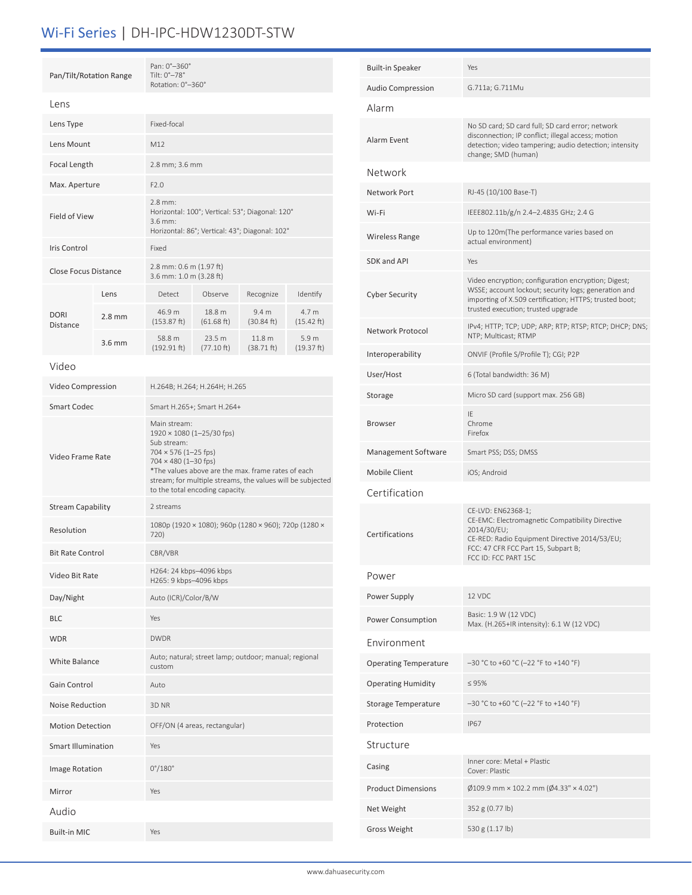# Wi-Fi Series | DH-IPC-HDW1230DT-STW

| | |
|---|---|
| Pan/Tilt/Rotation Range | Pan: 0°–360°<br>Tilt: 0°–78°<br>Rotation: 0°–360° |

## Lens

| | |
|---|---|
| Lens Type | Fixed-focal |
| Lens Mount | M12 |
| Focal Length | 2.8 mm; 3.6 mm |
| Max. Aperture | F2.0 |
| Field of View | 2.8 mm:<br>Horizontal: 100°; Vertical: 53°; Diagonal: 120°<br>3.6 mm:<br>Horizontal: 86°; Vertical: 43°; Diagonal: 102° |
| Iris Control | Fixed |
| Close Focus Distance | 2.8 mm: 0.6 m (1.97 ft)<br>3.6 mm: 1.0 m (3.28 ft) |

| DORI Distance | Lens | Detect | Observe | Recognize | Identify |
|---|---|---|---|---|---|
| | 2.8 mm | 46.9 m (153.87 ft) | 18.8 m (61.68 ft) | 9.4 m (30.84 ft) | 4.7 m (15.42 ft) |
| | 3.6 mm | 58.8 m (192.91 ft) | 23.5 m (77.10 ft) | 11.8 m (38.71 ft) | 5.9 m (19.37 ft) |

## Video

| | |
|---|---|
| Video Compression | H.264B; H.264; H.264H; H.265 |
| Smart Codec | Smart H.265+; Smart H.264+ |
| Video Frame Rate | Main stream:<br>1920 × 1080 (1–25/30 fps)<br>Sub stream:<br>704 × 576 (1–25 fps)<br>704 × 480 (1–30 fps)<br>*The values above are the max. frame rates of each stream; for multiple streams, the values will be subjected to the total encoding capacity. |
| Stream Capability | 2 streams |
| Resolution | 1080p (1920 × 1080); 960p (1280 × 960); 720p (1280 × 720) |
| Bit Rate Control | CBR/VBR |
| Video Bit Rate | H264: 24 kbps–4096 kbps<br>H265: 9 kbps–4096 kbps |
| Day/Night | Auto (ICR)/Color/B/W |
| BLC | Yes |
| WDR | DWDR |
| White Balance | Auto; natural; street lamp; outdoor; manual; regional custom |
| Gain Control | Auto |
| Noise Reduction | 3D NR |
| Motion Detection | OFF/ON (4 areas, rectangular) |
| Smart Illumination | Yes |
| Image Rotation | 0°/180° |
| Mirror | Yes |

## Audio

| | |
|---|---|
| Built-in MIC | Yes |
| Built-in Speaker | Yes |
| Audio Compression | G.711a; G.711Mu |

## Alarm

| | |
|---|---|
| Alarm Event | No SD card; SD card full; SD card error; network disconnection; IP conflict; illegal access; motion detection; video tampering; audio detection; intensity change; SMD (human) |

## Network

| | |
|---|---|
| Network Port | RJ-45 (10/100 Base-T) |
| Wi-Fi | IEEE802.11b/g/n 2.4–2.4835 GHz; 2.4 G |
| Wireless Range | Up to 120m(The performance varies based on actual environment) |
| SDK and API | Yes |
| Cyber Security | Video encryption; configuration encryption; Digest; WSSE; account lockout; security logs; generation and importing of X.509 certification; HTTPS; trusted boot; trusted execution; trusted upgrade |
| Network Protocol | IPv4; HTTP; TCP; UDP; ARP; RTP; RTSP; RTCP; DHCP; DNS; NTP; Multicast; RTMP |
| Interoperability | ONVIF (Profile S/Profile T); CGI; P2P |
| User/Host | 6 (Total bandwidth: 36 M) |
| Storage | Micro SD card (support max. 256 GB) |
| Browser | IE<br>Chrome<br>Firefox |
| Management Software | Smart PSS; DSS; DMSS |
| Mobile Client | iOS; Android |

## Certification

| | |
|---|---|
| Certifications | CE-LVD: EN62368-1;<br>CE-EMC: Electromagnetic Compatibility Directive 2014/30/EU;<br>CE-RED: Radio Equipment Directive 2014/53/EU;<br>FCC: 47 CFR FCC Part 15, Subpart B;<br>FCC ID: FCC PART 15C |

## Power

| | |
|---|---|
| Power Supply | 12 VDC |
| Power Consumption | Basic: 1.9 W (12 VDC)<br>Max. (H.265+IR intensity): 6.1 W (12 VDC) |

## Environment

| | |
|---|---|
| Operating Temperature | –30 °C to +60 °C (–22 °F to +140 °F) |
| Operating Humidity | ≤ 95% |
| Storage Temperature | –30 °C to +60 °C (–22 °F to +140 °F) |
| Protection | IP67 |

## Structure

| | |
|---|---|
| Casing | Inner core: Metal + Plastic<br>Cover: Plastic |
| Product Dimensions | Ø109.9 mm × 102.2 mm (Ø4.33" × 4.02") |
| Net Weight | 352 g (0.77 lb) |
| Gross Weight | 530 g (1.17 lb) |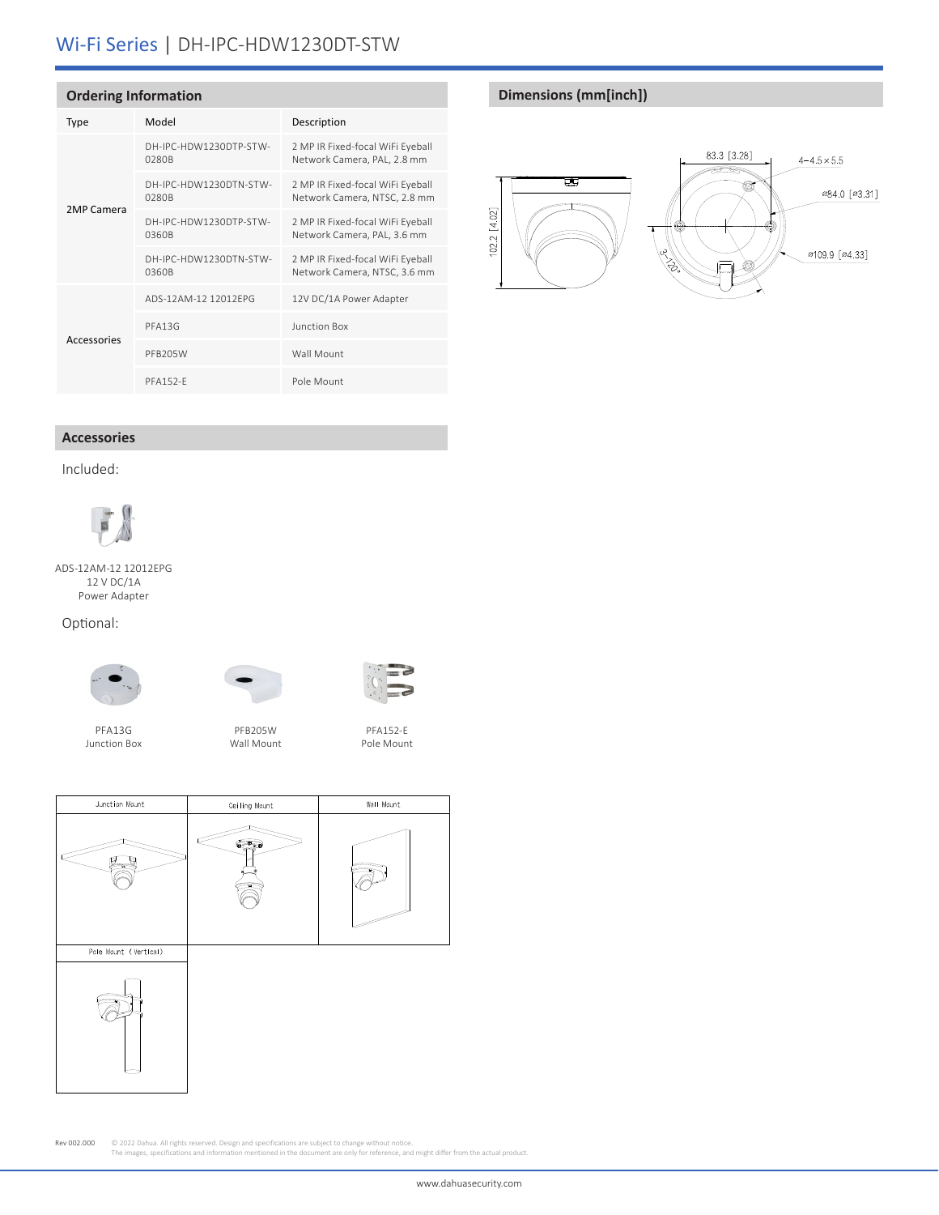# Wi-Fi Series | DH-IPC-HDW1230DT-STW

## Ordering Information

| Type | Model | Description |
|---|---|---|
| 2MP Camera | DH-IPC-HDW1230DTP-STW-0280B | 2 MP IR Fixed-focal WiFi Eyeball Network Camera, PAL, 2.8 mm |
| | DH-IPC-HDW1230DTN-STW-0280B | 2 MP IR Fixed-focal WiFi Eyeball Network Camera, NTSC, 2.8 mm |
| | DH-IPC-HDW1230DTP-STW-0360B | 2 MP IR Fixed-focal WiFi Eyeball Network Camera, PAL, 3.6 mm |
| | DH-IPC-HDW1230DTN-STW-0360B | 2 MP IR Fixed-focal WiFi Eyeball Network Camera, NTSC, 3.6 mm |
| Accessories | ADS-12AM-12 12012EPG | 12V DC/1A Power Adapter |
| | PFA13G | Junction Box |
| | PFB205W | Wall Mount |
| | PFA152-E | Pole Mount |

## Dimensions (mm[inch])

83.3 [3.28]

4−4.5×5.5

⌀84.0 [⌀3.31]

102.2 [4.02]

3−120°

⌀109.9 [⌀4.33]

## Accessories

Included:

ADS-12AM-12 12012EPG
12 V DC/1A
Power Adapter

Optional:

PFA13G
Junction Box

PFB205W
Wall Mount

PFA152-E
Pole Mount

Junction Mount

Ceiling Mount

Wall Mount

Pole Mount (Vertical)

Rev 002.000

© 2022 Dahua. All rights reserved. Design and specifications are subject to change without notice.
The images, specifications and information mentioned in the document are only for reference, and might differ from the actual product.

www.dahuasecurity.com